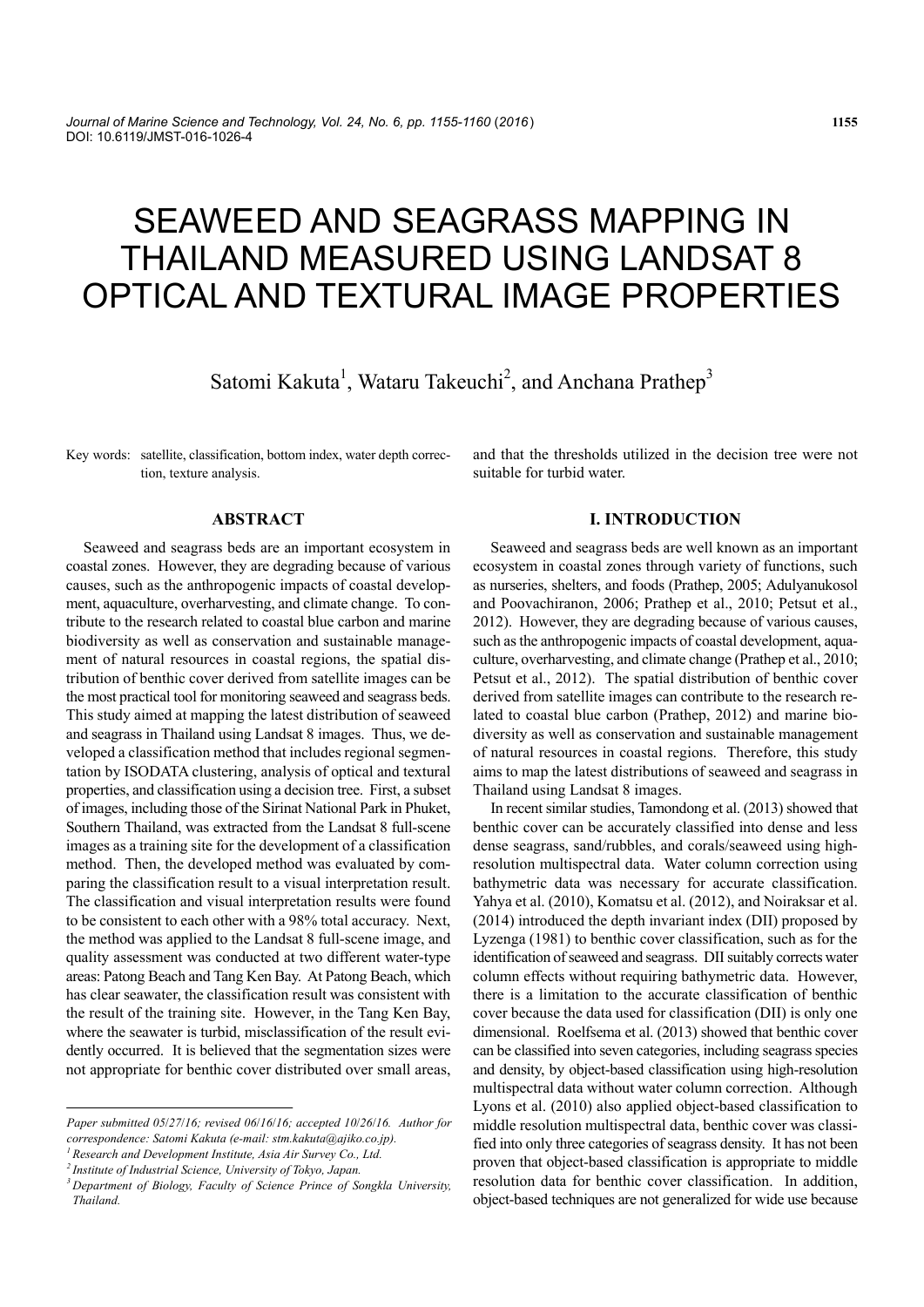# SEAWEED AND SEAGRASS MAPPING IN THAILAND MEASURED USING LANDSAT 8 OPTICAL AND TEXTURAL IMAGE PROPERTIES

Satomi Kakuta[1], Wataru Takeuchi[2], and Anchana Prathep[3]

Key words: satellite, classification, bottom index, water depth correction, texture analysis.

## ABSTRACT

Seaweed and seagrass beds are an important ecosystem in coastal zones. However, they are degrading because of various causes, such as the anthropogenic impacts of coastal development, aquaculture, overharvesting, and climate change. To contribute to the research related to coastal blue carbon and marine biodiversity as well as conservation and sustainable management of natural resources in coastal regions, the spatial distribution of benthic cover derived from satellite images can be the most practical tool for monitoring seaweed and seagrass beds. This study aimed at mapping the latest distribution of seaweed and seagrass in Thailand using Landsat 8 images. Thus, we developed a classification method that includes regional segmentation by ISODATA clustering, analysis of optical and textural properties, and classification using a decision tree. First, a subset of images, including those of the Sirinat National Park in Phuket, Southern Thailand, was extracted from the Landsat 8 full-scene images as a training site for the development of a classification method. Then, the developed method was evaluated by comparing the classification result to a visual interpretation result. The classification and visual interpretation results were found to be consistent to each other with a 98% total accuracy. Next, the method was applied to the Landsat 8 full-scene image, and quality assessment was conducted at two different water-type areas: Patong Beach and Tang Ken Bay. At Patong Beach, which has clear seawater, the classification result was consistent with the result of the training site. However, in the Tang Ken Bay, where the seawater is turbid, misclassification of the result evidently occurred. It is believed that the segmentation sizes were not appropriate for benthic cover distributed over small areas, and that the thresholds utilized in the decision tree were not suitable for turbid water.

## I. INTRODUCTION

Seaweed and seagrass beds are well known as an important ecosystem in coastal zones through variety of functions, such as nurseries, shelters, and foods (Prathep, 2005; Adulyanukosol and Poovachiranon, 2006; Prathep et al., 2010; Petsut et al., 2012). However, they are degrading because of various causes, such as the anthropogenic impacts of coastal development, aquaculture, overharvesting, and climate change (Prathep et al., 2010; Petsut et al., 2012). The spatial distribution of benthic cover derived from satellite images can contribute to the research related to coastal blue carbon (Prathep, 2012) and marine biodiversity as well as conservation and sustainable management of natural resources in coastal regions. Therefore, this study aims to map the latest distributions of seaweed and seagrass in Thailand using Landsat 8 images.

In recent similar studies, Tamondong et al. (2013) showed that benthic cover can be accurately classified into dense and less dense seagrass, sand/rubbles, and corals/seaweed using high-resolution multispectral data. Water column correction using bathymetric data was necessary for accurate classification. Yahya et al. (2010), Komatsu et al. (2012), and Noiraksar et al. (2014) introduced the depth invariant index (DII) proposed by Lyzenga (1981) to benthic cover classification, such as for the identification of seaweed and seagrass. DII suitably corrects water column effects without requiring bathymetric data. However, there is a limitation to the accurate classification of benthic cover because the data used for classification (DII) is only one dimensional. Roelfsema et al. (2013) showed that benthic cover can be classified into seven categories, including seagrass species and density, by object-based classification using high-resolution multispectral data without water column correction. Although Lyons et al. (2010) also applied object-based classification to middle resolution multispectral data, benthic cover was classified into only three categories of seagrass density. It has not been proven that object-based classification is appropriate to middle resolution data for benthic cover classification. In addition, object-based techniques are not generalized for wide use because

---

*Paper submitted 05/27/16; revised 06/16/16; accepted 10/26/16. Author for correspondence: Satomi Kakuta (e-mail: stm.kakuta@ajiko.co.jp).*

*[1] Research and Development Institute, Asia Air Survey Co., Ltd.*

*[2] Institute of Industrial Science, University of Tokyo, Japan.*

*[3] Department of Biology, Faculty of Science Prince of Songkla University, Thailand.*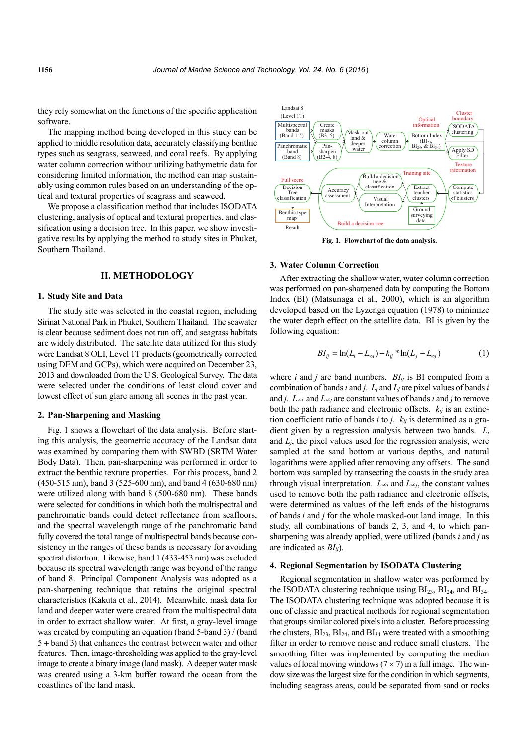they rely somewhat on the functions of the specific application software.

The mapping method being developed in this study can be applied to middle resolution data, accurately classifying benthic types such as seagrass, seaweed, and coral reefs. By applying water column correction without utilizing bathymetric data for considering limited information, the method can map sustainably using common rules based on an understanding of the optical and textural properties of seagrass and seaweed.

We propose a classification method that includes ISODATA clustering, analysis of optical and textural properties, and classification using a decision tree. In this paper, we show investigative results by applying the method to study sites in Phuket, Southern Thailand.

## II. METHODOLOGY

### 1. Study Site and Data

The study site was selected in the coastal region, including Sirinat National Park in Phuket, Southern Thailand. The seawater is clear because sediment does not run off, and seagrass habitats are widely distributed. The satellite data utilized for this study were Landsat 8 OLI, Level 1T products (geometrically corrected using DEM and GCPs), which were acquired on December 23, 2013 and downloaded from the U.S. Geological Survey. The data were selected under the conditions of least cloud cover and lowest effect of sun glare among all scenes in the past year.

### 2. Pan-Sharpening and Masking

Fig. 1 shows a flowchart of the data analysis. Before starting this analysis, the geometric accuracy of the Landsat data was examined by comparing them with SWBD (SRTM Water Body Data). Then, pan-sharpening was performed in order to extract the benthic texture properties. For this process, band 2 (450-515 nm), band 3 (525-600 nm), and band 4 (630-680 nm) were utilized along with band 8 (500-680 nm). These bands were selected for conditions in which both the multispectral and panchromatic bands could detect reflectance from seafloors, and the spectral wavelength range of the panchromatic band fully covered the total range of multispectral bands because consistency in the ranges of these bands is necessary for avoiding spectral distortion. Likewise, band 1 (433-453 nm) was excluded because its spectral wavelength range was beyond of the range of band 8. Principal Component Analysis was adopted as a pan-sharpening technique that retains the original spectral characteristics (Kakuta et al., 2014). Meanwhile, mask data for land and deeper water were created from the multispectral data in order to extract shallow water. At first, a gray-level image was created by computing an equation (band 5-band 3) / (band 5 + band 3) that enhances the contrast between water and other features. Then, image-thresholding was applied to the gray-level image to create a binary image (land mask). A deeper water mask was created using a 3-km buffer toward the ocean from the coastlines of the land mask.

Fig. 1. Flowchart of the data analysis.

### 3. Water Column Correction

After extracting the shallow water, water column correction was performed on pan-sharpened data by computing the Bottom Index (BI) (Matsunaga et al., 2000), which is an algorithm developed based on the Lyzenga equation (1978) to minimize the water depth effect on the satellite data. BI is given by the following equation:

$$BI_{ij} = \ln(L_i - L_{\infty i}) - k_{ij} * \ln(L_j - L_{\infty j}) \tag{1}$$

where $i$ and $j$ are band numbers. $BI_{ij}$ is BI computed from a combination of bands $i$ and $j$. $L_i$ and $L_j$ are pixel values of bands $i$ and $j$. $L_{\infty i}$ and $L_{\infty j}$ are constant values of bands $i$ and $j$ to remove both the path radiance and electronic offsets. $k_{ij}$ is an extinction coefficient ratio of bands $i$ to $j$. $k_{ij}$ is determined as a gradient given by a regression analysis between two bands. $L_i$ and $L_j$, the pixel values used for the regression analysis, were sampled at the sand bottom at various depths, and natural logarithms were applied after removing any offsets. The sand bottom was sampled by transecting the coasts in the study area through visual interpretation. $L_{\infty i}$ and $L_{\infty j}$, the constant values used to remove both the path radiance and electronic offsets, were determined as values of the left ends of the histograms of bands $i$ and $j$ for the whole masked-out land image. In this study, all combinations of bands 2, 3, and 4, to which pan-sharpening was already applied, were utilized (bands $i$ and $j$ as are indicated as $BI_{ij}$).

### 4. Regional Segmentation by ISODATA Clustering

Regional segmentation in shallow water was performed by the ISODATA clustering technique using $BI_{23}$, $BI_{24}$, and $BI_{34}$. The ISODATA clustering technique was adopted because it is one of classic and practical methods for regional segmentation that groups similar colored pixels into a cluster. Before processing the clusters, $BI_{23}$, $BI_{24}$, and $BI_{34}$ were treated with a smoothing filter in order to remove noise and reduce small clusters. The smoothing filter was implemented by computing the median values of local moving windows (7 × 7) in a full image. The window size was the largest size for the condition in which segments, including seagrass areas, could be separated from sand or rocks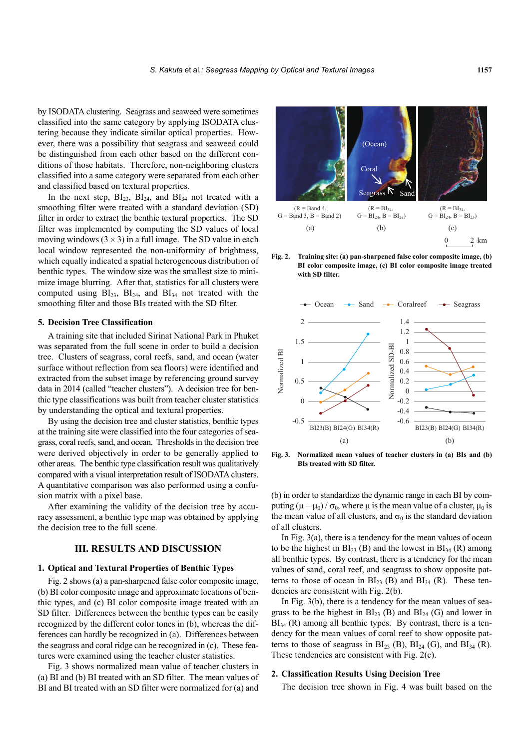by ISODATA clustering. Seagrass and seaweed were sometimes classified into the same category by applying ISODATA clustering because they indicate similar optical properties. However, there was a possibility that seagrass and seaweed could be distinguished from each other based on the different conditions of those habitats. Therefore, non-neighboring clusters classified into a same category were separated from each other and classified based on textural properties.

In the next step, $BI_{23}$, $BI_{24}$, and $BI_{34}$ not treated with a smoothing filter were treated with a standard deviation (SD) filter in order to extract the benthic textural properties. The SD filter was implemented by computing the SD values of local moving windows (3 × 3) in a full image. The SD value in each local window represented the non-uniformity of brightness, which equally indicated a spatial heterogeneous distribution of benthic types. The window size was the smallest size to minimize image blurring. After that, statistics for all clusters were computed using $BI_{23}$, $BI_{24}$, and $BI_{34}$ not treated with the smoothing filter and those BIs treated with the SD filter.

### 5. Decision Tree Classification

A training site that included Sirinat National Park in Phuket was separated from the full scene in order to build a decision tree. Clusters of seagrass, coral reefs, sand, and ocean (water surface without reflection from sea floors) were identified and extracted from the subset image by referencing ground survey data in 2014 (called "teacher clusters"). A decision tree for benthic type classifications was built from teacher cluster statistics by understanding the optical and textural properties.

By using the decision tree and cluster statistics, benthic types at the training site were classified into the four categories of seagrass, coral reefs, sand, and ocean. Thresholds in the decision tree were derived objectively in order to be generally applied to other areas. The benthic type classification result was qualitatively compared with a visual interpretation result of ISODATA clusters. A quantitative comparison was also performed using a confusion matrix with a pixel base.

After examining the validity of the decision tree by accuracy assessment, a benthic type map was obtained by applying the decision tree to the full scene.

## III. RESULTS AND DISCUSSION

### 1. Optical and Textural Properties of Benthic Types

Fig. 2 shows (a) a pan-sharpened false color composite image, (b) BI color composite image and approximate locations of benthic types, and (c) BI color composite image treated with an SD filter. Differences between the benthic types can be easily recognized by the different color tones in (b), whereas the differences can hardly be recognized in (a). Differences between the seagrass and coral ridge can be recognized in (c). These features were examined using the teacher cluster statistics.

Fig. 3 shows normalized mean value of teacher clusters in (a) BI and (b) BI treated with an SD filter. The mean values of BI and BI treated with an SD filter were normalized for (a) and (b) in order to standardize the dynamic range in each BI by computing $(\mu - \mu_0) / \sigma_0$, where $\mu$ is the mean value of a cluster, $\mu_0$ is the mean value of all clusters, and $\sigma_0$ is the standard deviation of all clusters.

In Fig. 3(a), there is a tendency for the mean values of ocean to be the highest in $BI_{23}$ (B) and the lowest in $BI_{34}$ (R) among all benthic types. By contrast, there is a tendency for the mean values of sand, coral reef, and seagrass to show opposite patterns to those of ocean in $BI_{23}$ (B) and $BI_{34}$ (R). These tendencies are consistent with Fig. 2(b).

In Fig. 3(b), there is a tendency for the mean values of seagrass to be the highest in $BI_{23}$ (B) and $BI_{24}$ (G) and lower in $BI_{34}$ (R) among all benthic types. By contrast, there is a tendency for the mean values of coral reef to show opposite patterns to those of seagrass in $BI_{23}$ (B), $BI_{24}$ (G), and $BI_{34}$ (R). These tendencies are consistent with Fig. 2(c).

**Fig. 2.** Training site: (a) pan-sharpened false color composite image, (b) BI color composite image, (c) BI color composite image treated with SD filter.

**Fig. 3.** Normalized mean values of teacher clusters in (a) BIs and (b) BIs treated with SD filter.

### 2. Classification Results Using Decision Tree

The decision tree shown in Fig. 4 was built based on the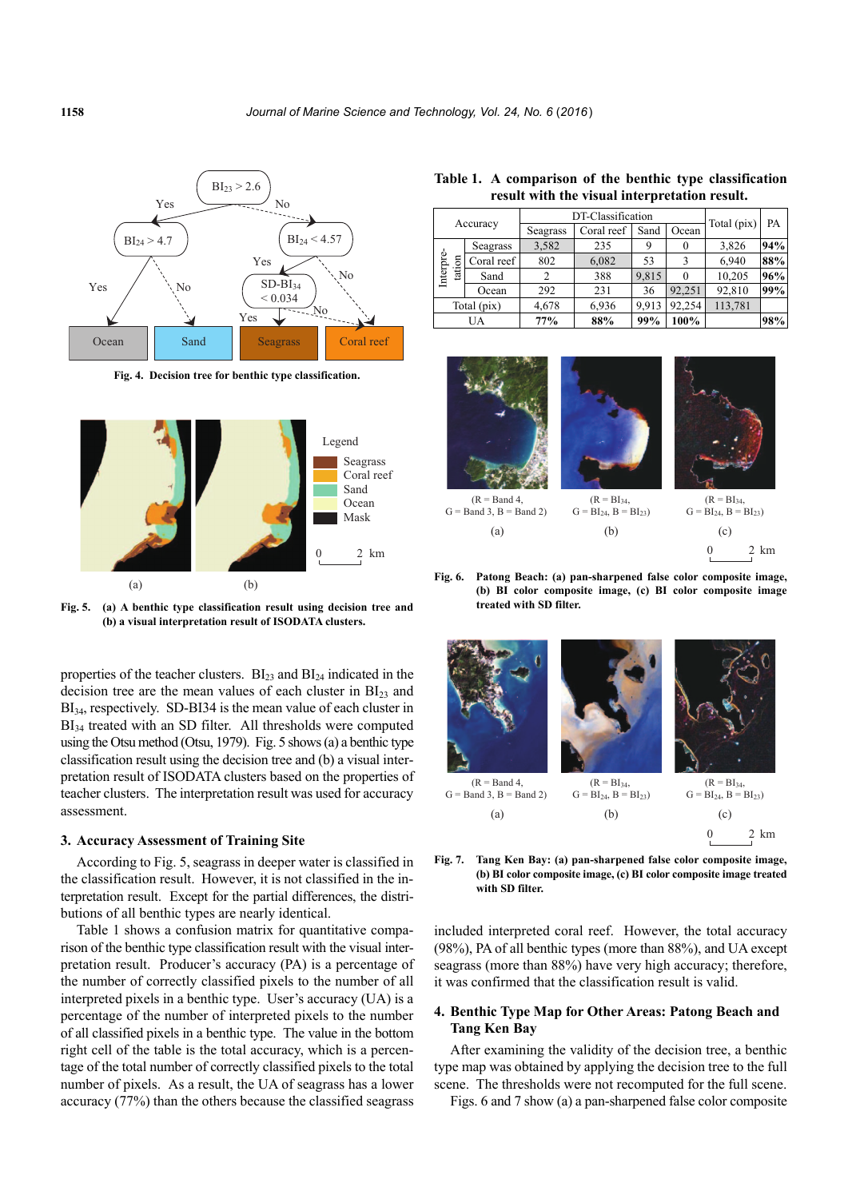Fig. 4. Decision tree for benthic type classification.

Fig. 5. (a) A benthic type classification result using decision tree and (b) a visual interpretation result of ISODATA clusters.

properties of the teacher clusters. $BI_{23}$ and $BI_{24}$ indicated in the decision tree are the mean values of each cluster in $BI_{23}$ and $BI_{34}$, respectively. SD-BI34 is the mean value of each cluster in $BI_{34}$ treated with an SD filter. All thresholds were computed using the Otsu method (Otsu, 1979). Fig. 5 shows (a) a benthic type classification result using the decision tree and (b) a visual interpretation result of ISODATA clusters based on the properties of teacher clusters. The interpretation result was used for accuracy assessment.

### 3. Accuracy Assessment of Training Site

According to Fig. 5, seagrass in deeper water is classified in the classification result. However, it is not classified in the interpretation result. Except for the partial differences, the distributions of all benthic types are nearly identical.

Table 1 shows a confusion matrix for quantitative comparison of the benthic type classification result with the visual interpretation result. Producer's accuracy (PA) is a percentage of the number of correctly classified pixels to the number of all interpreted pixels in a benthic type. User's accuracy (UA) is a percentage of the number of interpreted pixels to the number of all classified pixels in a benthic type. The value in the bottom right cell of the table is the total accuracy, which is a percentage of the total number of correctly classified pixels to the total number of pixels. As a result, the UA of seagrass has a lower accuracy (77%) than the others because the classified seagrass

**Table 1. A comparison of the benthic type classification result with the visual interpretation result.**

| Accuracy | | DT-Classification | | | | Total (pix) | PA |
|---|---|---|---|---|---|---|---|
| | | Seagrass | Coral reef | Sand | Ocean | | |
| Interpretation | Seagrass | 3,582 | 235 | 9 | 0 | 3,826 | **94%** |
| | Coral reef | 802 | 6,082 | 53 | 3 | 6,940 | **88%** |
| | Sand | 2 | 388 | 9,815 | 0 | 10,205 | **96%** |
| | Ocean | 292 | 231 | 36 | 92,251 | 92,810 | **99%** |
| Total (pix) | | 4,678 | 6,936 | 9,913 | 92,254 | 113,781 | |
| UA | | **77%** | **88%** | **99%** | **100%** | | **98%** |

Fig. 6. Patong Beach: (a) pan-sharpened false color composite image, (b) BI color composite image, (c) BI color composite image treated with SD filter.

Fig. 7. Tang Ken Bay: (a) pan-sharpened false color composite image, (b) BI color composite image, (c) BI color composite image treated with SD filter.

included interpreted coral reef. However, the total accuracy (98%), PA of all benthic types (more than 88%), and UA except seagrass (more than 88%) have very high accuracy; therefore, it was confirmed that the classification result is valid.

### 4. Benthic Type Map for Other Areas: Patong Beach and Tang Ken Bay

After examining the validity of the decision tree, a benthic type map was obtained by applying the decision tree to the full scene. The thresholds were not recomputed for the full scene.

Figs. 6 and 7 show (a) a pan-sharpened false color composite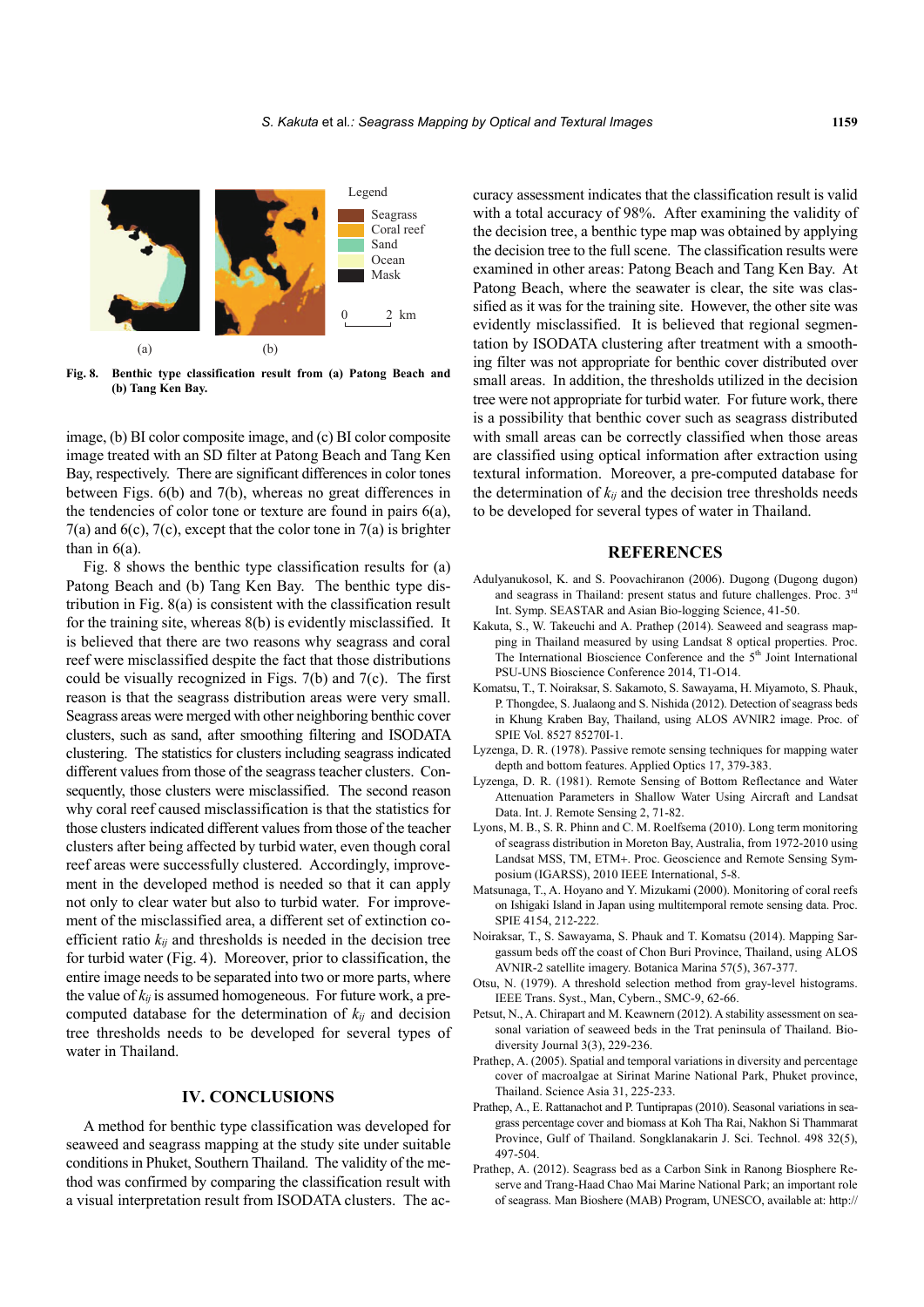Fig. 8. Benthic type classification result from (a) Patong Beach and (b) Tang Ken Bay.

image, (b) BI color composite image, and (c) BI color composite image treated with an SD filter at Patong Beach and Tang Ken Bay, respectively. There are significant differences in color tones between Figs. 6(b) and 7(b), whereas no great differences in the tendencies of color tone or texture are found in pairs 6(a), 7(a) and 6(c), 7(c), except that the color tone in 7(a) is brighter than in 6(a).

Fig. 8 shows the benthic type classification results for (a) Patong Beach and (b) Tang Ken Bay. The benthic type distribution in Fig. 8(a) is consistent with the classification result for the training site, whereas 8(b) is evidently misclassified. It is believed that there are two reasons why seagrass and coral reef were misclassified despite the fact that those distributions could be visually recognized in Figs. 7(b) and 7(c). The first reason is that the seagrass distribution areas were very small. Seagrass areas were merged with other neighboring benthic cover clusters, such as sand, after smoothing filtering and ISODATA clustering. The statistics for clusters including seagrass indicated different values from those of the seagrass teacher clusters. Consequently, those clusters were misclassified. The second reason why coral reef caused misclassification is that the statistics for those clusters indicated different values from those of the teacher clusters after being affected by turbid water, even though coral reef areas were successfully clustered. Accordingly, improvement in the developed method is needed so that it can apply not only to clear water but also to turbid water. For improvement of the misclassified area, a different set of extinction coefficient ratio $k_{ij}$ and thresholds is needed in the decision tree for turbid water (Fig. 4). Moreover, prior to classification, the entire image needs to be separated into two or more parts, where the value of $k_{ij}$ is assumed homogeneous. For future work, a pre-computed database for the determination of $k_{ij}$ and decision tree thresholds needs to be developed for several types of water in Thailand.

## IV. CONCLUSIONS

A method for benthic type classification was developed for seaweed and seagrass mapping at the study site under suitable conditions in Phuket, Southern Thailand. The validity of the method was confirmed by comparing the classification result with a visual interpretation result from ISODATA clusters. The accuracy assessment indicates that the classification result is valid with a total accuracy of 98%. After examining the validity of the decision tree, a benthic type map was obtained by applying the decision tree to the full scene. The classification results were examined in other areas: Patong Beach and Tang Ken Bay. At Patong Beach, where the seawater is clear, the site was classified as it was for the training site. However, the other site was evidently misclassified. It is believed that regional segmentation by ISODATA clustering after treatment with a smoothing filter was not appropriate for benthic cover distributed over small areas. In addition, the thresholds utilized in the decision tree were not appropriate for turbid water. For future work, there is a possibility that benthic cover such as seagrass distributed with small areas can be correctly classified when those areas are classified using optical information after extraction using textural information. Moreover, a pre-computed database for the determination of $k_{ij}$ and the decision tree thresholds needs to be developed for several types of water in Thailand.

## REFERENCES

Adulyanukosol, K. and S. Poovachiranon (2006). Dugong (Dugong dugon) and seagrass in Thailand: present status and future challenges. Proc. 3rd Int. Symp. SEASTAR and Asian Bio-logging Science, 41-50.

Kakuta, S., W. Takeuchi and A. Prathep (2014). Seaweed and seagrass mapping in Thailand measured by using Landsat 8 optical properties. Proc. The International Bioscience Conference and the 5th Joint International PSU-UNS Bioscience Conference 2014, T1-O14.

Komatsu, T., T. Noiraksar, S. Sakamoto, S. Sawayama, H. Miyamoto, S. Phauk, P. Thongdee, S. Jualaong and S. Nishida (2012). Detection of seagrass beds in Khung Kraben Bay, Thailand, using ALOS AVNIR2 image. Proc. of SPIE Vol. 8527 85270I-1.

Lyzenga, D. R. (1978). Passive remote sensing techniques for mapping water depth and bottom features. Applied Optics 17, 379-383.

Lyzenga, D. R. (1981). Remote Sensing of Bottom Reflectance and Water Attenuation Parameters in Shallow Water Using Aircraft and Landsat Data. Int. J. Remote Sensing 2, 71-82.

Lyons, M. B., S. R. Phinn and C. M. Roelfsema (2010). Long term monitoring of seagrass distribution in Moreton Bay, Australia, from 1972-2010 using Landsat MSS, TM, ETM+. Proc. Geoscience and Remote Sensing Symposium (IGARSS), 2010 IEEE International, 5-8.

Matsunaga, T., A. Hoyano and Y. Mizukami (2000). Monitoring of coral reefs on Ishigaki Island in Japan using multitemporal remote sensing data. Proc. SPIE 4154, 212-222.

Noiraksar, T., S. Sawayama, S. Phauk and T. Komatsu (2014). Mapping Sargassum beds off the coast of Chon Buri Province, Thailand, using ALOS AVNIR-2 satellite imagery. Botanica Marina 57(5), 367-377.

Otsu, N. (1979). A threshold selection method from gray-level histograms. IEEE Trans. Syst., Man, Cybern., SMC-9, 62-66.

Petsut, N., A. Chirapart and M. Keawnern (2012). A stability assessment on seasonal variation of seaweed beds in the Trat peninsula of Thailand. Biodiversity Journal 3(3), 229-236.

Prathep, A. (2005). Spatial and temporal variations in diversity and percentage cover of macroalgae at Sirinat Marine National Park, Phuket province, Thailand. Science Asia 31, 225-233.

Prathep, A., E. Rattanachot and P. Tuntiprapas (2010). Seasonal variations in seagrass percentage cover and biomass at Koh Tha Rai, Nakhon Si Thammarat Province, Gulf of Thailand. Songklanakarin J. Sci. Technol. 498 32(5), 497-504.

Prathep, A. (2012). Seagrass bed as a Carbon Sink in Ranong Biosphere Reserve and Trang-Haad Chao Mai Marine National Park; an important role of seagrass. Man Bioshere (MAB) Program, UNESCO, available at: http://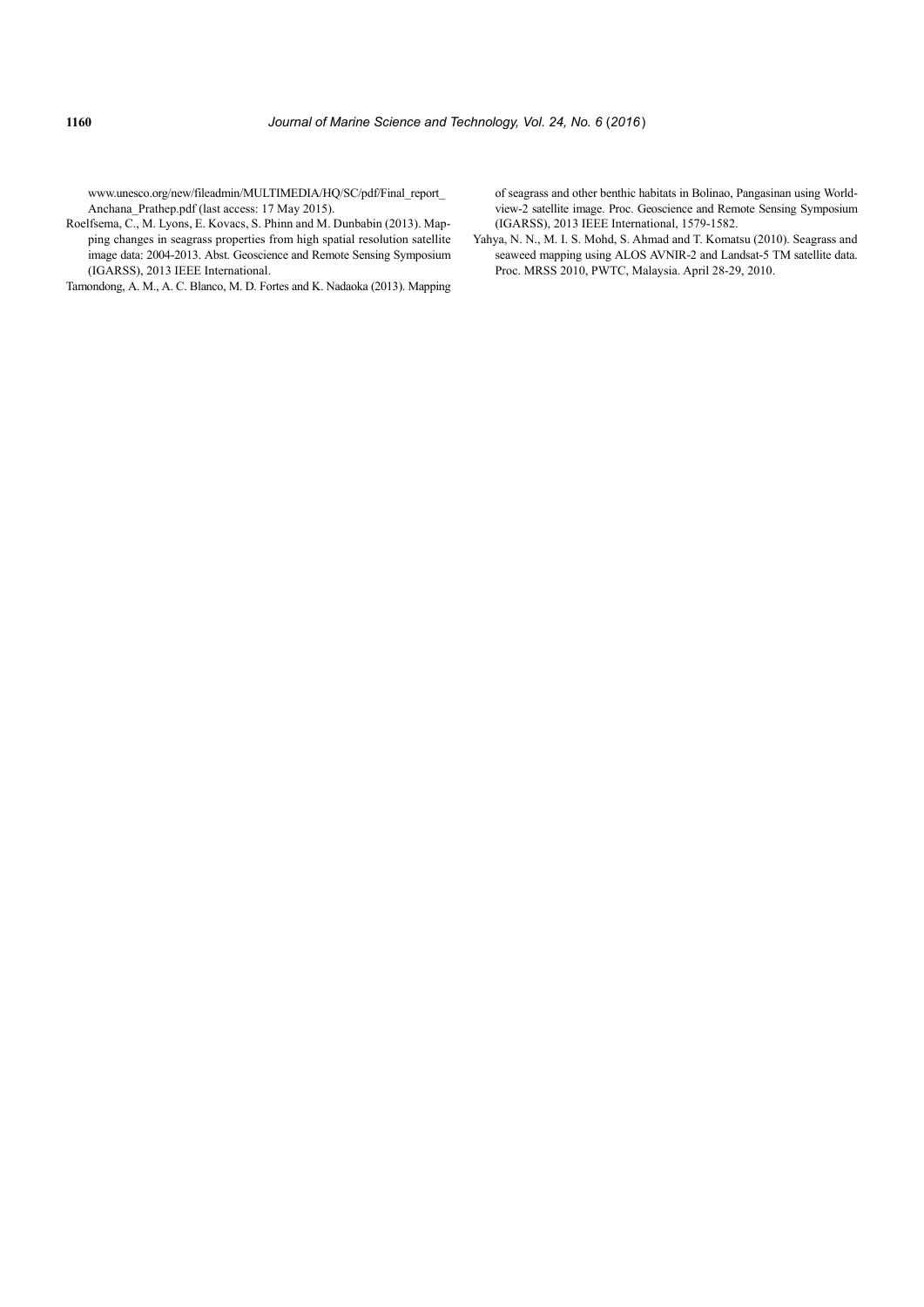www.unesco.org/new/fileadmin/MULTIMEDIA/HQ/SC/pdf/Final_report_Anchana_Prathep.pdf (last access: 17 May 2015).

Roelfsema, C., M. Lyons, E. Kovacs, S. Phinn and M. Dunbabin (2013). Mapping changes in seagrass properties from high spatial resolution satellite image data: 2004-2013. Abst. Geoscience and Remote Sensing Symposium (IGARSS), 2013 IEEE International.

Tamondong, A. M., A. C. Blanco, M. D. Fortes and K. Nadaoka (2013). Mapping of seagrass and other benthic habitats in Bolinao, Pangasinan using World-view-2 satellite image. Proc. Geoscience and Remote Sensing Symposium (IGARSS), 2013 IEEE International, 1579-1582.

Yahya, N. N., M. I. S. Mohd, S. Ahmad and T. Komatsu (2010). Seagrass and seaweed mapping using ALOS AVNIR-2 and Landsat-5 TM satellite data. Proc. MRSS 2010, PWTC, Malaysia. April 28-29, 2010.